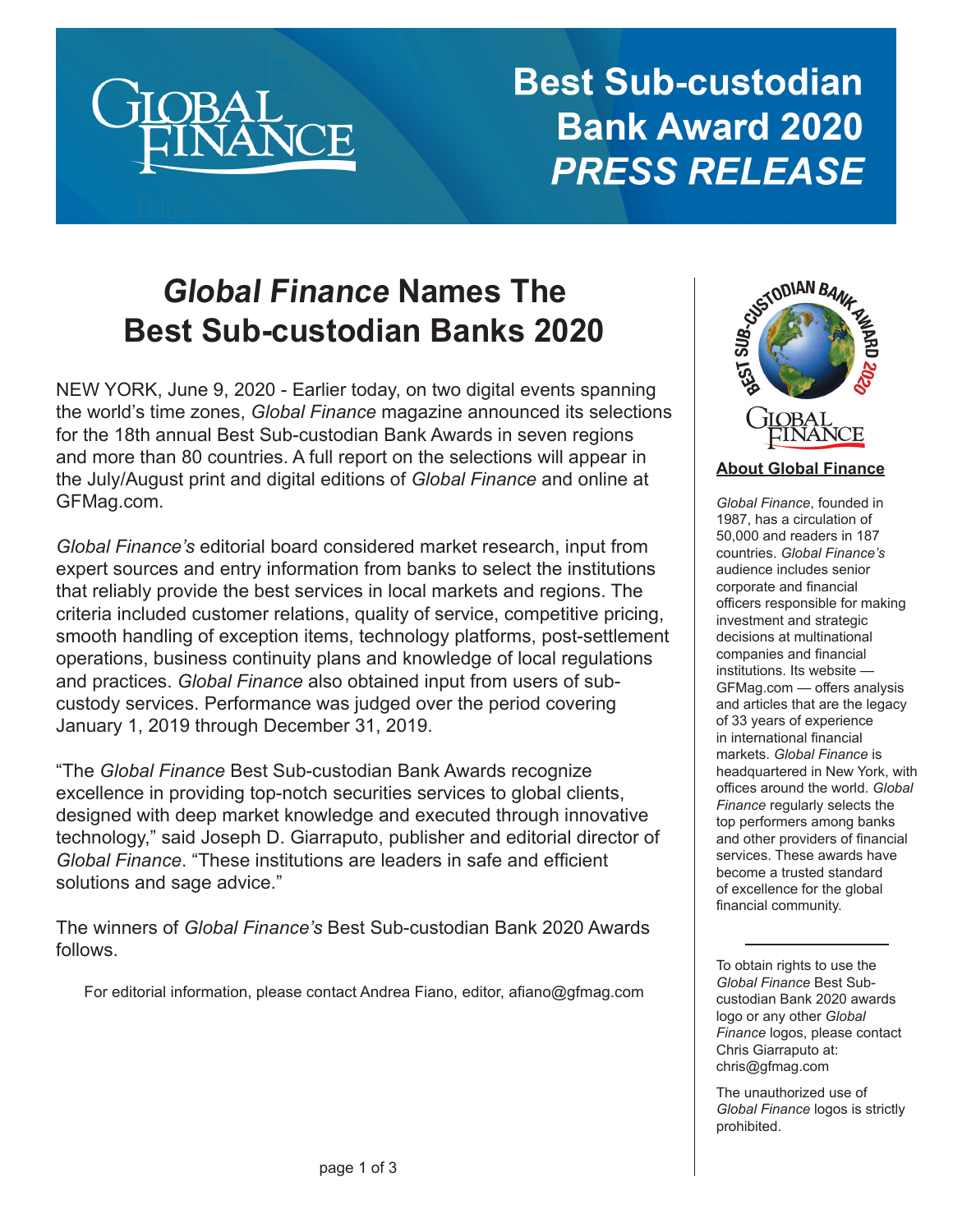# Best Sub-custodian Bank Award 2020 *PRESS RELEASE*

## *Global Finance* Names The Best Sub-custodian Banks 2020

NEW YORK, June 9, 2020 - Earlier today, on two digital events spanning the world's time zones, *Global Finance* magazine announced its selections for the 18th annual Best Sub-custodian Bank Awards in seven regions and more than 80 countries. A full report on the selections will appear in the July/August print and digital editions of *Global Finance* and online at GFMag.com.

*Global Finance's* editorial board considered market research, input from expert sources and entry information from banks to select the institutions that reliably provide the best services in local markets and regions. The criteria included customer relations, quality of service, competitive pricing, smooth handling of exception items, technology platforms, post-settlement operations, business continuity plans and knowledge of local regulations and practices. *Global Finance* also obtained input from users of sub-custody services. Performance was judged over the period covering January 1, 2019 through December 31, 2019.

"The *Global Finance* Best Sub-custodian Bank Awards recognize excellence in providing top-notch securities services to global clients, designed with deep market knowledge and executed through innovative technology," said Joseph D. Giarraputo, publisher and editorial director of *Global Finance*. "These institutions are leaders in safe and efficient solutions and sage advice."

The winners of *Global Finance's* Best Sub-custodian Bank 2020 Awards follows.

For editorial information, please contact Andrea Fiano, editor, afiano@gfmag.com

**About Global Finance**

*Global Finance*, founded in 1987, has a circulation of 50,000 and readers in 187 countries. *Global Finance's* audience includes senior corporate and financial officers responsible for making investment and strategic decisions at multinational companies and financial institutions. Its website — GFMag.com — offers analysis and articles that are the legacy of 33 years of experience in international financial markets. *Global Finance* is headquartered in New York, with offices around the world. *Global Finance* regularly selects the top performers among banks and other providers of financial services. These awards have become a trusted standard of excellence for the global financial community.

To obtain rights to use the *Global Finance* Best Sub-custodian Bank 2020 awards logo or any other *Global Finance* logos, please contact Chris Giarraputo at: chris@gfmag.com

The unauthorized use of *Global Finance* logos is strictly prohibited.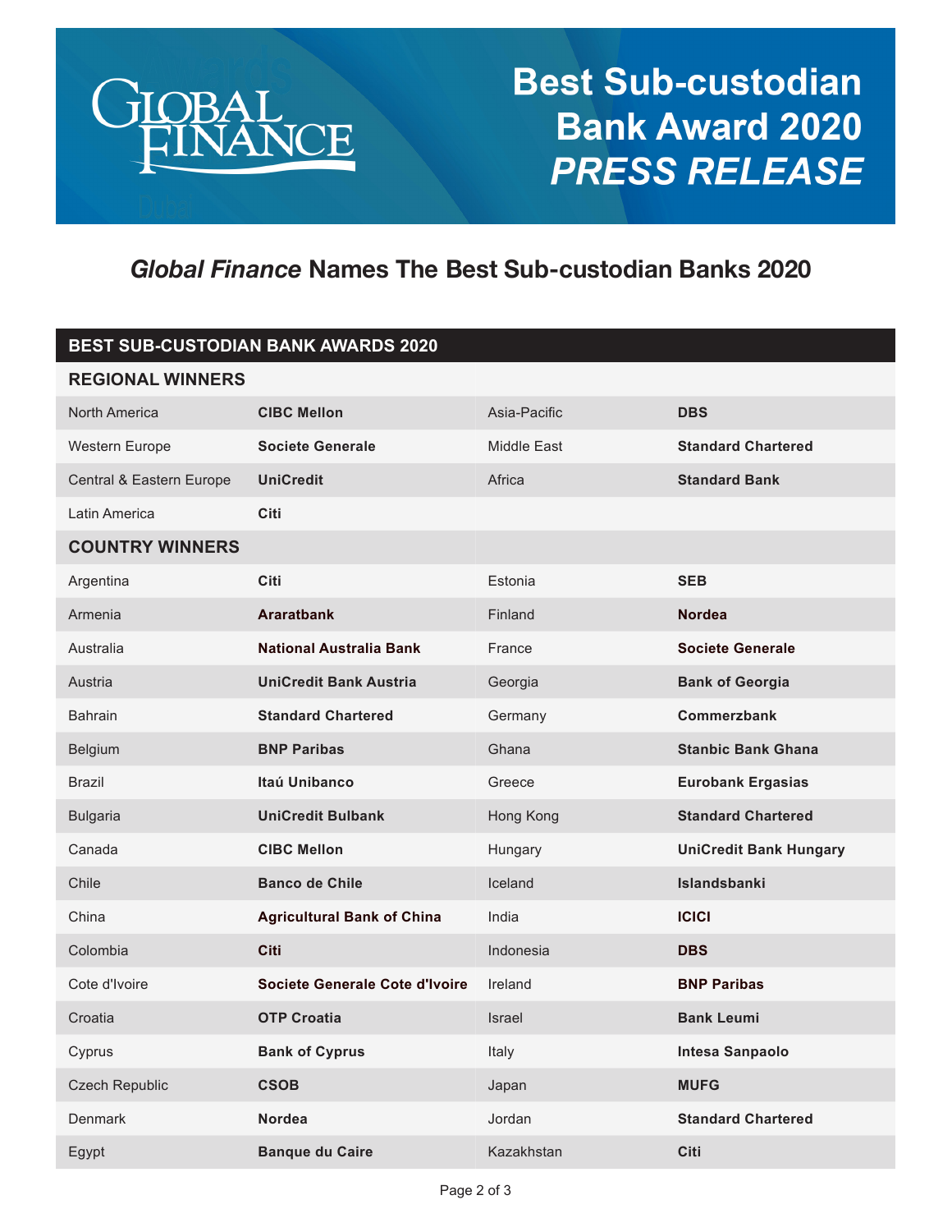# Best Sub-custodian Bank Award 2020 *PRESS RELEASE*

## *Global Finance* Names The Best Sub-custodian Banks 2020

| BEST SUB-CUSTODIAN BANK AWARDS 2020 | | | |
|---|---|---|---|
| **REGIONAL WINNERS** | | | |
| North America | **CIBC Mellon** | Asia-Pacific | **DBS** |
| Western Europe | **Societe Generale** | Middle East | **Standard Chartered** |
| Central & Eastern Europe | **UniCredit** | Africa | **Standard Bank** |
| Latin America | **Citi** | | |
| **COUNTRY WINNERS** | | | |
| Argentina | **Citi** | Estonia | **SEB** |
| Armenia | **Araratbank** | Finland | **Nordea** |
| Australia | **National Australia Bank** | France | **Societe Generale** |
| Austria | **UniCredit Bank Austria** | Georgia | **Bank of Georgia** |
| Bahrain | **Standard Chartered** | Germany | **Commerzbank** |
| Belgium | **BNP Paribas** | Ghana | **Stanbic Bank Ghana** |
| Brazil | **Itaú Unibanco** | Greece | **Eurobank Ergasias** |
| Bulgaria | **UniCredit Bulbank** | Hong Kong | **Standard Chartered** |
| Canada | **CIBC Mellon** | Hungary | **UniCredit Bank Hungary** |
| Chile | **Banco de Chile** | Iceland | **Islandsbanki** |
| China | **Agricultural Bank of China** | India | **ICICI** |
| Colombia | **Citi** | Indonesia | **DBS** |
| Cote d'Ivoire | **Societe Generale Cote d'Ivoire** | Ireland | **BNP Paribas** |
| Croatia | **OTP Croatia** | Israel | **Bank Leumi** |
| Cyprus | **Bank of Cyprus** | Italy | **Intesa Sanpaolo** |
| Czech Republic | **CSOB** | Japan | **MUFG** |
| Denmark | **Nordea** | Jordan | **Standard Chartered** |
| Egypt | **Banque du Caire** | Kazakhstan | **Citi** |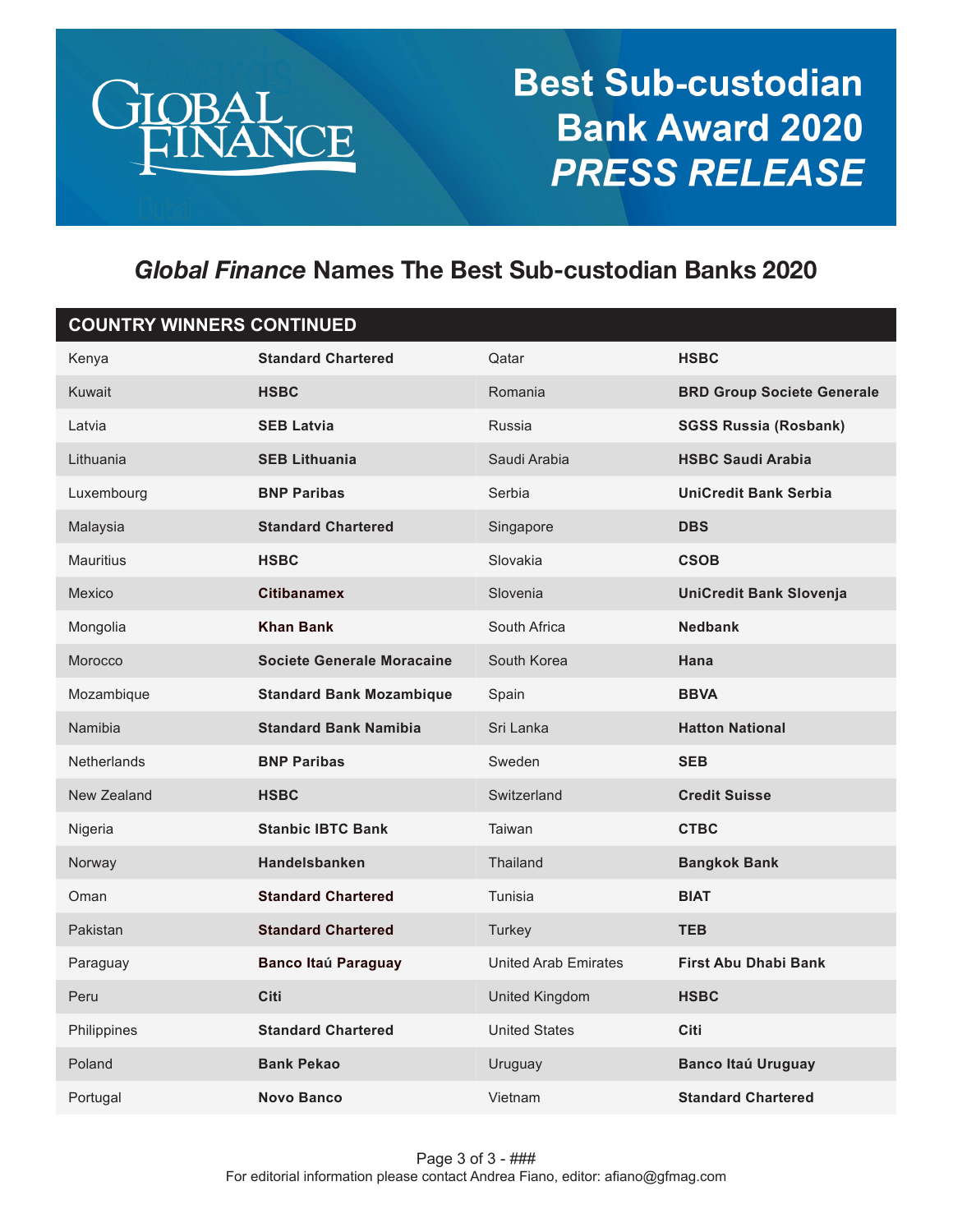# Best Sub-custodian Bank Award 2020
# *PRESS RELEASE*

## *Global Finance* Names The Best Sub-custodian Banks 2020

**COUNTRY WINNERS CONTINUED**

| | | | |
|---|---|---|---|
| Kenya | **Standard Chartered** | Qatar | **HSBC** |
| Kuwait | **HSBC** | Romania | **BRD Group Societe Generale** |
| Latvia | **SEB Latvia** | Russia | **SGSS Russia (Rosbank)** |
| Lithuania | **SEB Lithuania** | Saudi Arabia | **HSBC Saudi Arabia** |
| Luxembourg | **BNP Paribas** | Serbia | **UniCredit Bank Serbia** |
| Malaysia | **Standard Chartered** | Singapore | **DBS** |
| Mauritius | **HSBC** | Slovakia | **CSOB** |
| Mexico | **Citibanamex** | Slovenia | **UniCredit Bank Slovenja** |
| Mongolia | **Khan Bank** | South Africa | **Nedbank** |
| Morocco | **Societe Generale Moracaine** | South Korea | **Hana** |
| Mozambique | **Standard Bank Mozambique** | Spain | **BBVA** |
| Namibia | **Standard Bank Namibia** | Sri Lanka | **Hatton National** |
| Netherlands | **BNP Paribas** | Sweden | **SEB** |
| New Zealand | **HSBC** | Switzerland | **Credit Suisse** |
| Nigeria | **Stanbic IBTC Bank** | Taiwan | **CTBC** |
| Norway | **Handelsbanken** | Thailand | **Bangkok Bank** |
| Oman | **Standard Chartered** | Tunisia | **BIAT** |
| Pakistan | **Standard Chartered** | Turkey | **TEB** |
| Paraguay | **Banco Itaú Paraguay** | United Arab Emirates | **First Abu Dhabi Bank** |
| Peru | **Citi** | United Kingdom | **HSBC** |
| Philippines | **Standard Chartered** | United States | **Citi** |
| Poland | **Bank Pekao** | Uruguay | **Banco Itaú Uruguay** |
| Portugal | **Novo Banco** | Vietnam | **Standard Chartered** |

\###

For editorial information please contact Andrea Fiano, editor: afiano@gfmag.com